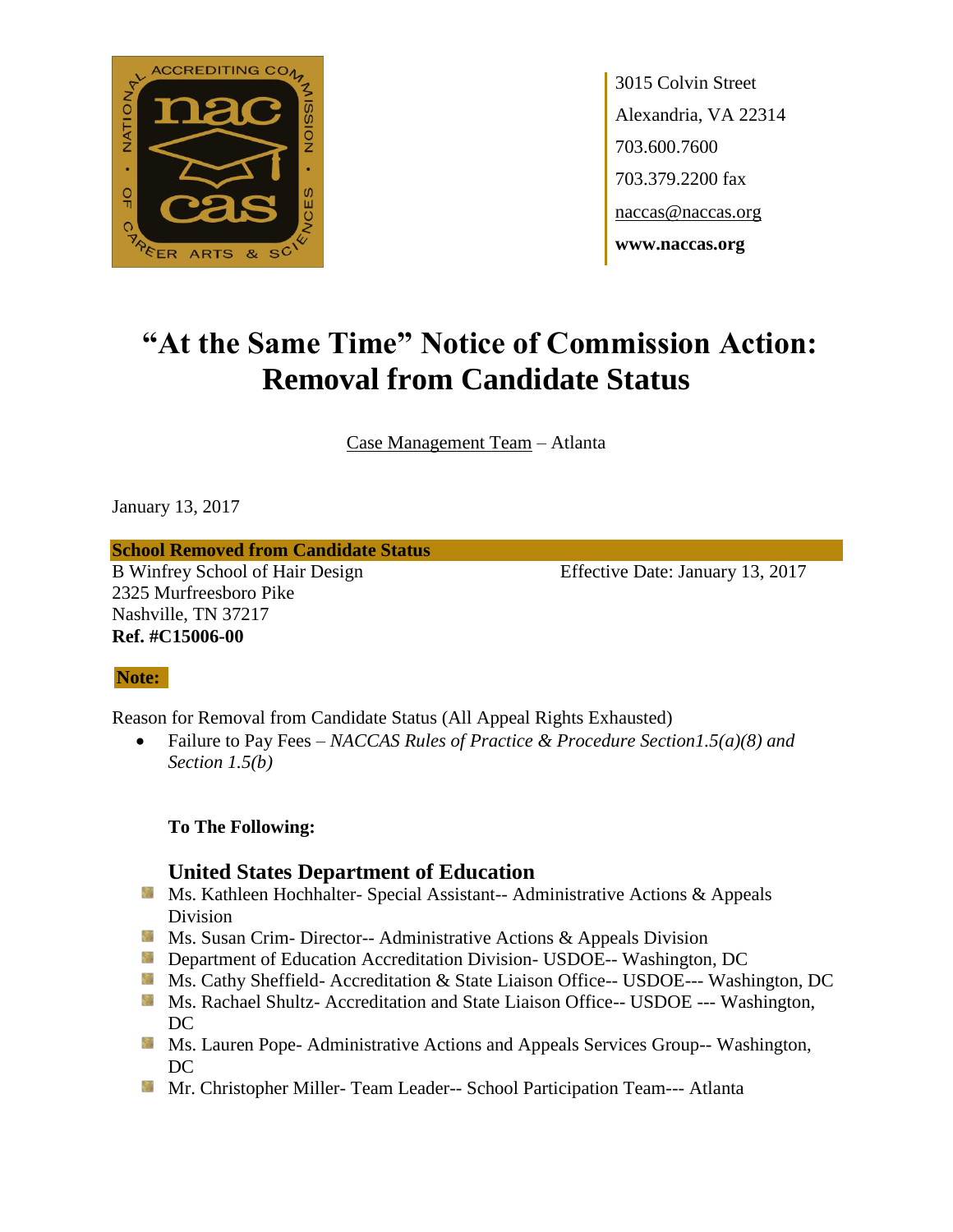3015 Colvin Street
Alexandria, VA 22314
703.600.7600
703.379.2200 fax
naccas@naccas.org
**www.naccas.org**

# "At the Same Time" Notice of Commission Action: Removal from Candidate Status

Case Management Team – Atlanta

January 13, 2017

**School Removed from Candidate Status**

B Winfrey School of Hair Design
2325 Murfreesboro Pike
Nashville, TN 37217
**Ref. #C15006-00**

Effective Date: January 13, 2017

**Note:**

Reason for Removal from Candidate Status (All Appeal Rights Exhausted)

- Failure to Pay Fees – *NACCAS Rules of Practice & Procedure Section1.5(a)(8) and Section 1.5(b)*

**To The Following:**

## United States Department of Education

- Ms. Kathleen Hochhalter- Special Assistant-- Administrative Actions & Appeals Division
- Ms. Susan Crim- Director-- Administrative Actions & Appeals Division
- Department of Education Accreditation Division- USDOE-- Washington, DC
- Ms. Cathy Sheffield- Accreditation & State Liaison Office-- USDOE--- Washington, DC
- Ms. Rachael Shultz- Accreditation and State Liaison Office-- USDOE --- Washington, DC
- Ms. Lauren Pope- Administrative Actions and Appeals Services Group-- Washington, DC
- Mr. Christopher Miller- Team Leader-- School Participation Team--- Atlanta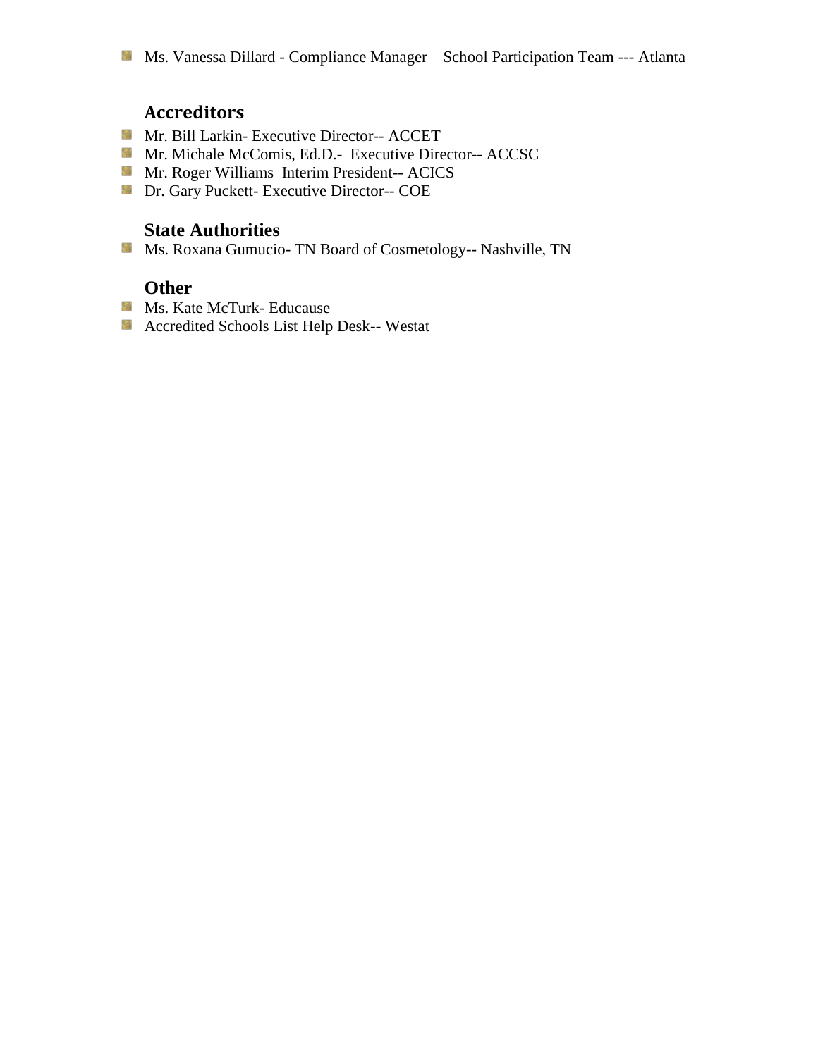- Ms. Vanessa Dillard - Compliance Manager – School Participation Team --- Atlanta

## Accreditors

- Mr. Bill Larkin- Executive Director-- ACCET
- Mr. Michale McComis, Ed.D.-  Executive Director-- ACCSC
- Mr. Roger Williams  Interim President-- ACICS
- Dr. Gary Puckett- Executive Director-- COE

## State Authorities

- Ms. Roxana Gumucio- TN Board of Cosmetology-- Nashville, TN

## Other

- Ms. Kate McTurk- Educause
- Accredited Schools List Help Desk-- Westat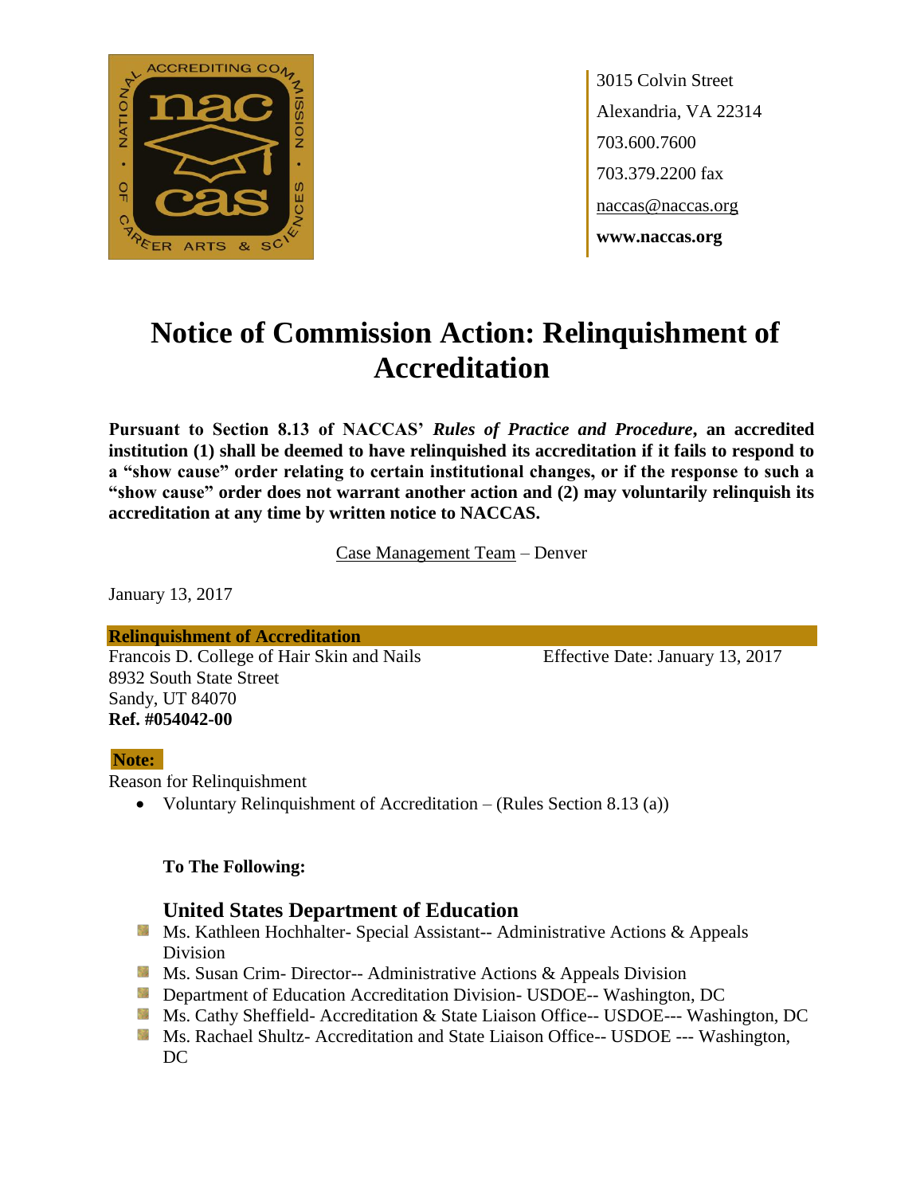3015 Colvin Street
Alexandria, VA 22314
703.600.7600
703.379.2200 fax
naccas@naccas.org
**www.naccas.org**

# Notice of Commission Action: Relinquishment of Accreditation

**Pursuant to Section 8.13 of NACCAS' *Rules of Practice and Procedure*, an accredited institution (1) shall be deemed to have relinquished its accreditation if it fails to respond to a "show cause" order relating to certain institutional changes, or if the response to such a "show cause" order does not warrant another action and (2) may voluntarily relinquish its accreditation at any time by written notice to NACCAS.**

Case Management Team – Denver

January 13, 2017

**Relinquishment of Accreditation**

Francois D. College of Hair Skin and Nails
8932 South State Street
Sandy, UT 84070
**Ref. #054042-00**

Effective Date: January 13, 2017

**Note:**

Reason for Relinquishment

- Voluntary Relinquishment of Accreditation – (Rules Section 8.13 (a))

**To The Following:**

### United States Department of Education

- Ms. Kathleen Hochhalter- Special Assistant-- Administrative Actions & Appeals Division
- Ms. Susan Crim- Director-- Administrative Actions & Appeals Division
- Department of Education Accreditation Division- USDOE-- Washington, DC
- Ms. Cathy Sheffield- Accreditation & State Liaison Office-- USDOE--- Washington, DC
- Ms. Rachael Shultz- Accreditation and State Liaison Office-- USDOE --- Washington, DC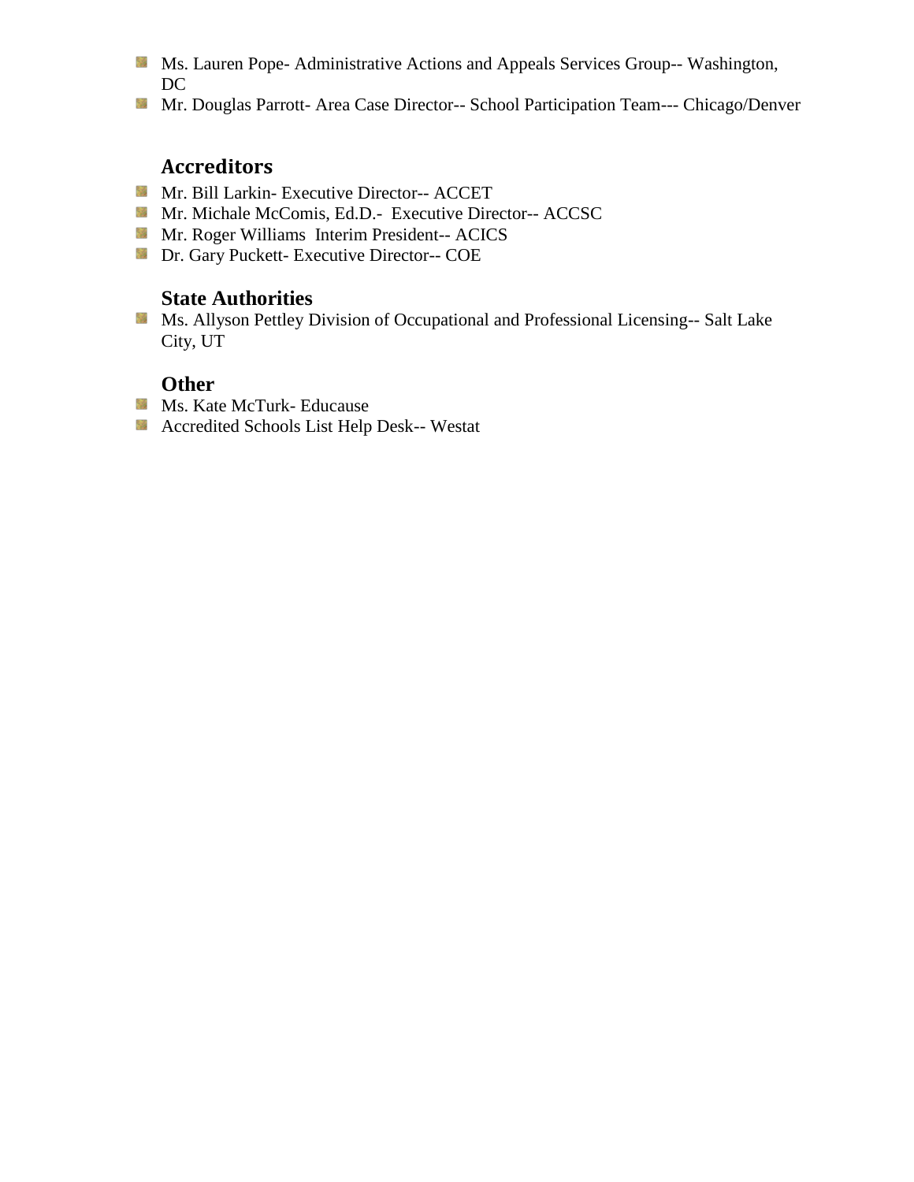- Ms. Lauren Pope- Administrative Actions and Appeals Services Group-- Washington, DC
- Mr. Douglas Parrott- Area Case Director-- School Participation Team--- Chicago/Denver

## Accreditors

- Mr. Bill Larkin- Executive Director-- ACCET
- Mr. Michale McComis, Ed.D.- Executive Director-- ACCSC
- Mr. Roger Williams Interim President-- ACICS
- Dr. Gary Puckett- Executive Director-- COE

## State Authorities

- Ms. Allyson Pettley Division of Occupational and Professional Licensing-- Salt Lake City, UT

## Other

- Ms. Kate McTurk- Educause
- Accredited Schools List Help Desk-- Westat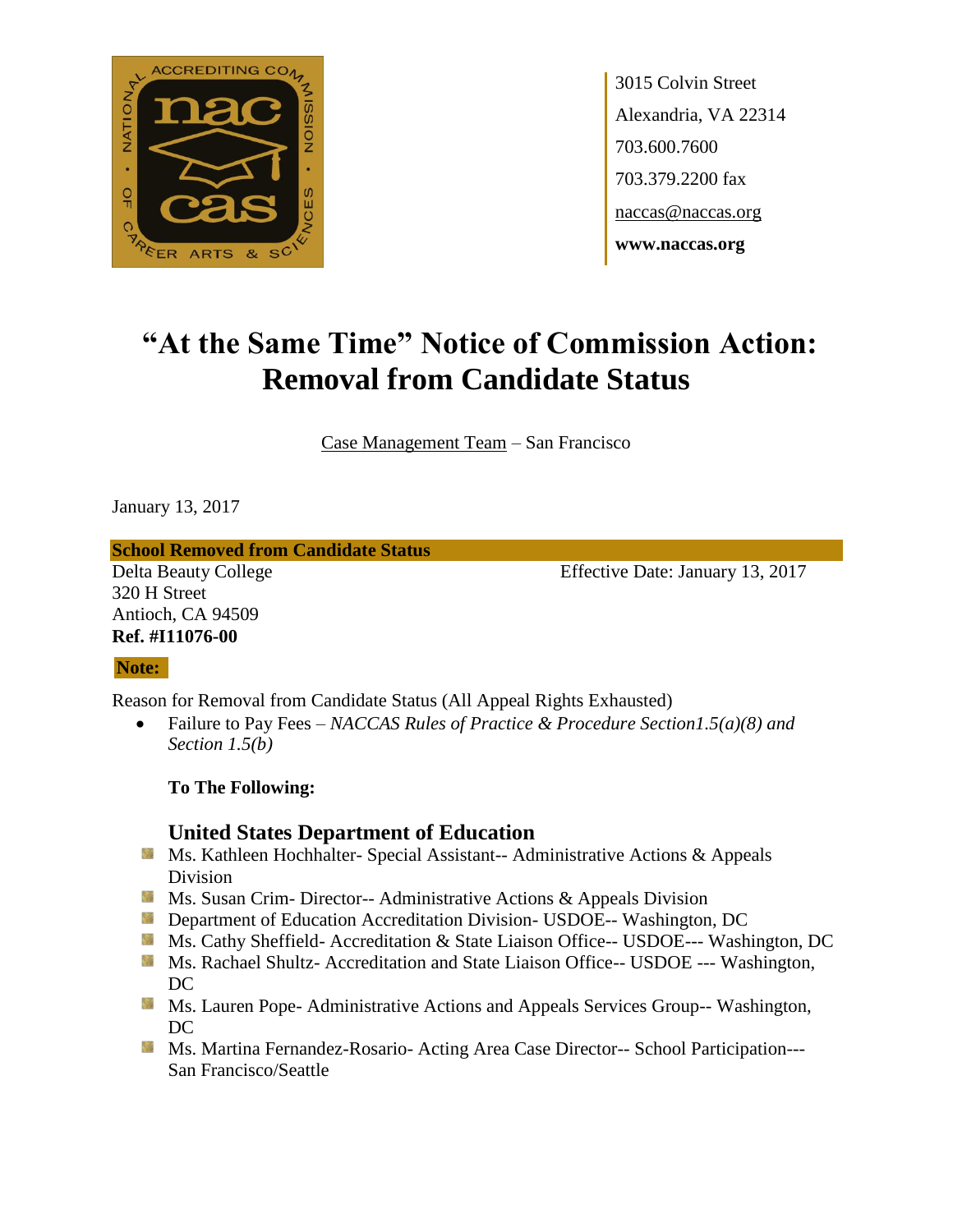3015 Colvin Street
Alexandria, VA 22314
703.600.7600
703.379.2200 fax
naccas@naccas.org
**www.naccas.org**

# "At the Same Time" Notice of Commission Action: Removal from Candidate Status

Case Management Team – San Francisco

January 13, 2017

**School Removed from Candidate Status**

Delta Beauty College
320 H Street
Antioch, CA 94509
**Ref. #I11076-00**

Effective Date: January 13, 2017

**Note:**

Reason for Removal from Candidate Status (All Appeal Rights Exhausted)

- Failure to Pay Fees – *NACCAS Rules of Practice & Procedure Section1.5(a)(8) and Section 1.5(b)*

**To The Following:**

## United States Department of Education

- Ms. Kathleen Hochhalter- Special Assistant-- Administrative Actions & Appeals Division
- Ms. Susan Crim- Director-- Administrative Actions & Appeals Division
- Department of Education Accreditation Division- USDOE-- Washington, DC
- Ms. Cathy Sheffield- Accreditation & State Liaison Office-- USDOE--- Washington, DC
- Ms. Rachael Shultz- Accreditation and State Liaison Office-- USDOE --- Washington, DC
- Ms. Lauren Pope- Administrative Actions and Appeals Services Group-- Washington, DC
- Ms. Martina Fernandez-Rosario- Acting Area Case Director-- School Participation--- San Francisco/Seattle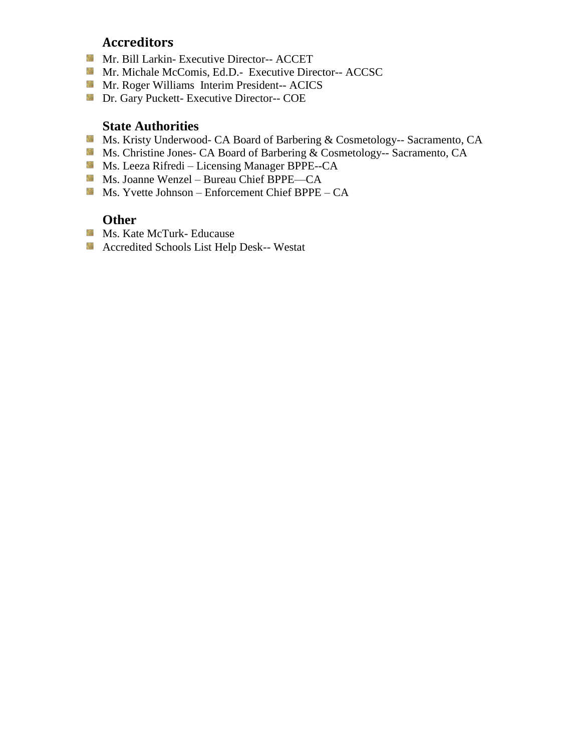### Accreditors

- Mr. Bill Larkin- Executive Director-- ACCET
- Mr. Michale McComis, Ed.D.- Executive Director-- ACCSC
- Mr. Roger Williams Interim President-- ACICS
- Dr. Gary Puckett- Executive Director-- COE

### State Authorities

- Ms. Kristy Underwood- CA Board of Barbering & Cosmetology-- Sacramento, CA
- Ms. Christine Jones- CA Board of Barbering & Cosmetology-- Sacramento, CA
- Ms. Leeza Rifredi – Licensing Manager BPPE--CA
- Ms. Joanne Wenzel – Bureau Chief BPPE—CA
- Ms. Yvette Johnson – Enforcement Chief BPPE – CA

### Other

- Ms. Kate McTurk- Educause
- Accredited Schools List Help Desk-- Westat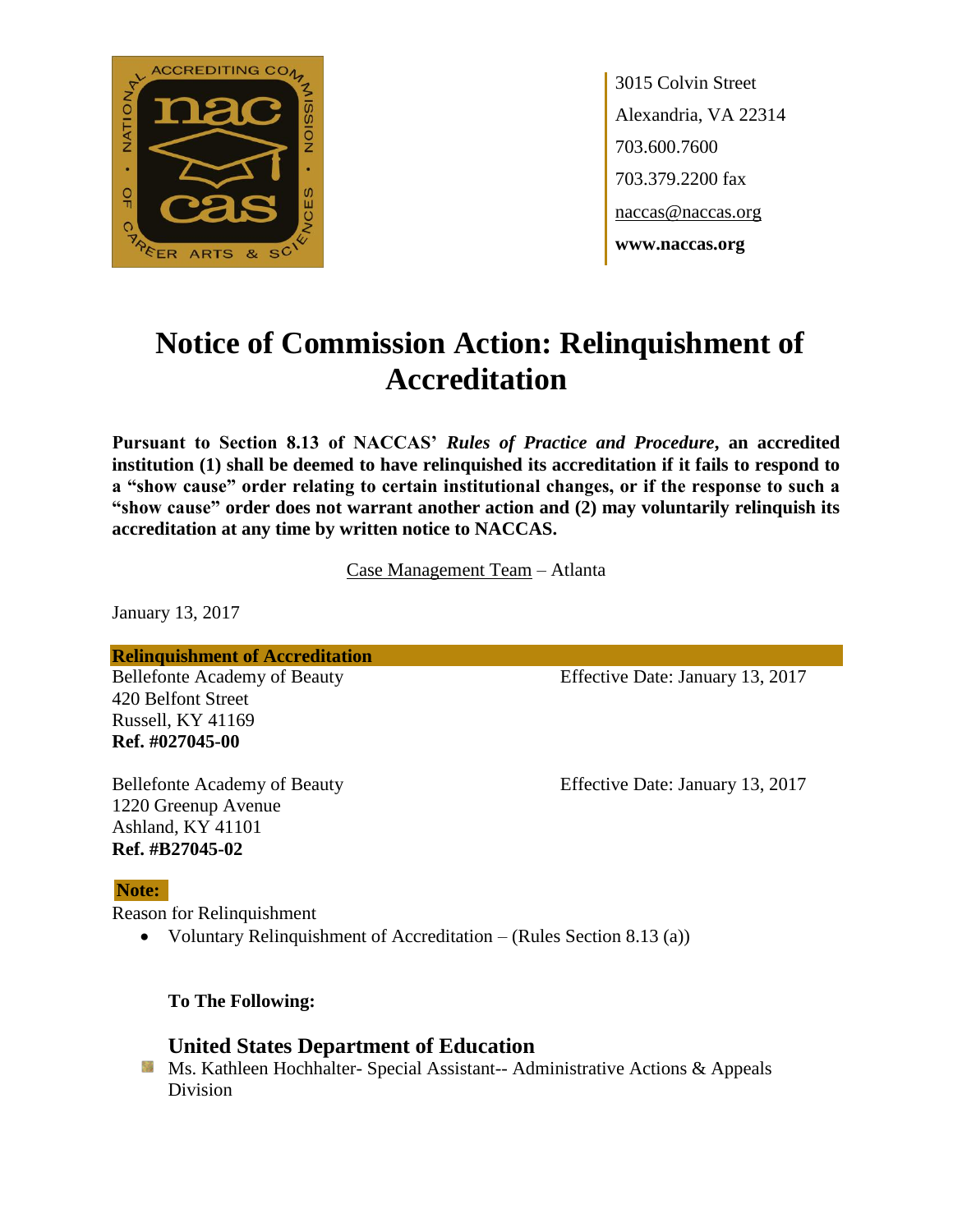3015 Colvin Street
Alexandria, VA 22314
703.600.7600
703.379.2200 fax
naccas@naccas.org
**www.naccas.org**

# Notice of Commission Action: Relinquishment of Accreditation

**Pursuant to Section 8.13 of NACCAS' *Rules of Practice and Procedure*, an accredited institution (1) shall be deemed to have relinquished its accreditation if it fails to respond to a "show cause" order relating to certain institutional changes, or if the response to such a "show cause" order does not warrant another action and (2) may voluntarily relinquish its accreditation at any time by written notice to NACCAS.**

Case Management Team – Atlanta

January 13, 2017

**Relinquishment of Accreditation**

Bellefonte Academy of Beauty
420 Belfont Street
Russell, KY 41169
**Ref. #027045-00**

Effective Date: January 13, 2017

Bellefonte Academy of Beauty
1220 Greenup Avenue
Ashland, KY 41101
**Ref. #B27045-02**

Effective Date: January 13, 2017

**Note:**

Reason for Relinquishment

- Voluntary Relinquishment of Accreditation – (Rules Section 8.13 (a))

**To The Following:**

## United States Department of Education

- Ms. Kathleen Hochhalter- Special Assistant-- Administrative Actions & Appeals Division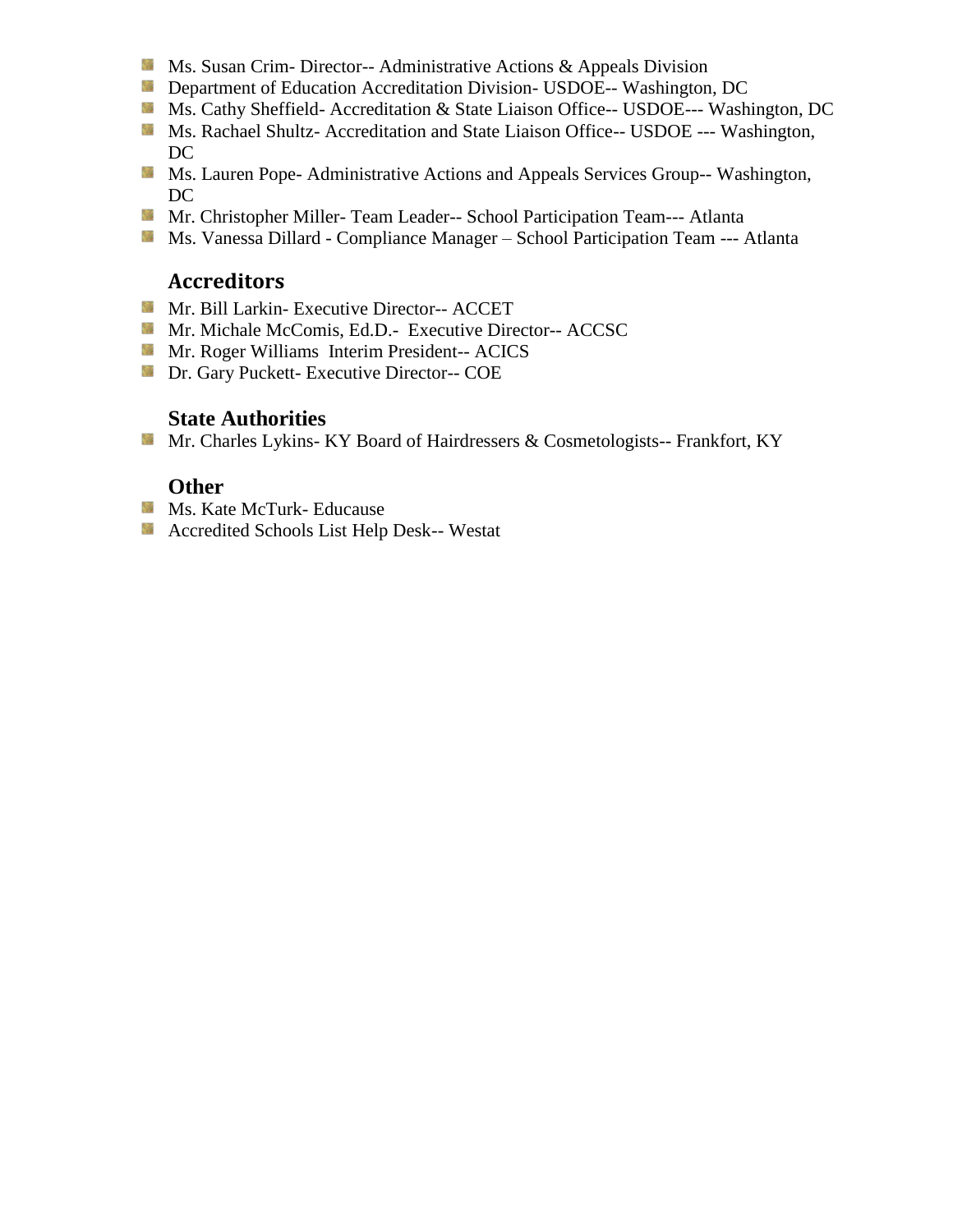- Ms. Susan Crim- Director-- Administrative Actions & Appeals Division
- Department of Education Accreditation Division- USDOE-- Washington, DC
- Ms. Cathy Sheffield- Accreditation & State Liaison Office-- USDOE--- Washington, DC
- Ms. Rachael Shultz- Accreditation and State Liaison Office-- USDOE --- Washington, DC
- Ms. Lauren Pope- Administrative Actions and Appeals Services Group-- Washington, DC
- Mr. Christopher Miller- Team Leader-- School Participation Team--- Atlanta
- Ms. Vanessa Dillard - Compliance Manager – School Participation Team --- Atlanta

### Accreditors

- Mr. Bill Larkin- Executive Director-- ACCET
- Mr. Michale McComis, Ed.D.- Executive Director-- ACCSC
- Mr. Roger Williams Interim President-- ACICS
- Dr. Gary Puckett- Executive Director-- COE

### State Authorities

- Mr. Charles Lykins- KY Board of Hairdressers & Cosmetologists-- Frankfort, KY

### Other

- Ms. Kate McTurk- Educause
- Accredited Schools List Help Desk-- Westat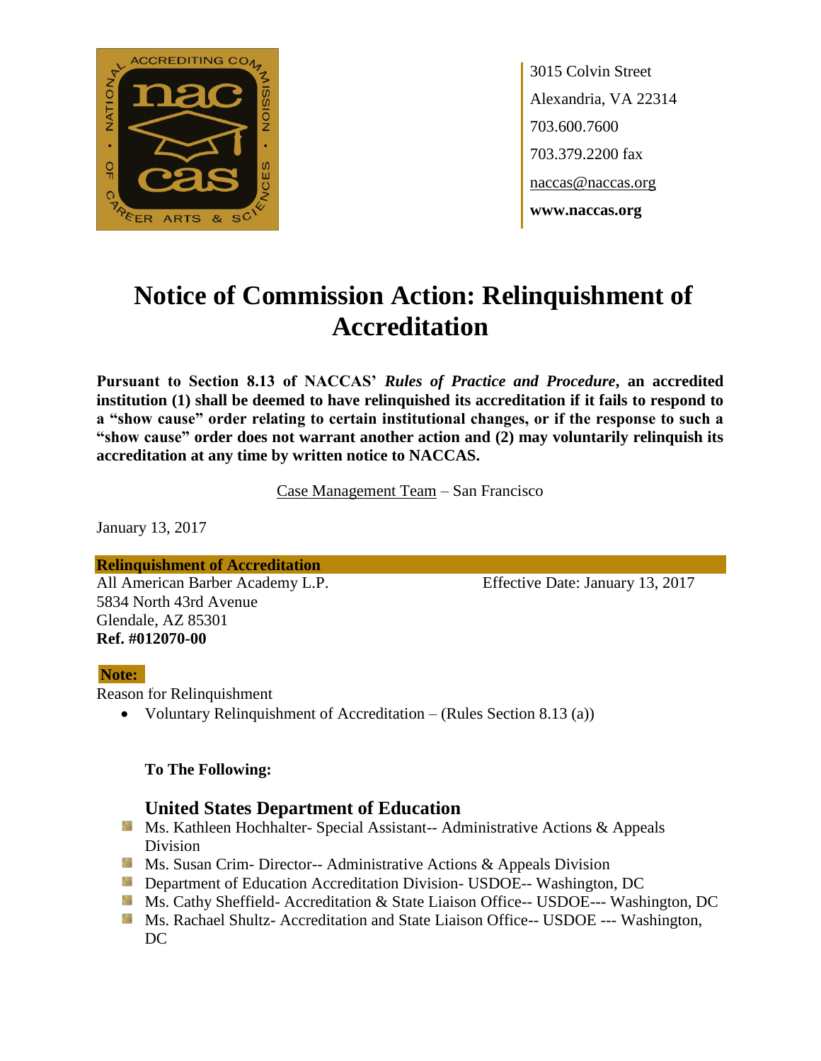3015 Colvin Street
Alexandria, VA 22314
703.600.7600
703.379.2200 fax
naccas@naccas.org
**www.naccas.org**

# Notice of Commission Action: Relinquishment of Accreditation

**Pursuant to Section 8.13 of NACCAS' *Rules of Practice and Procedure*, an accredited institution (1) shall be deemed to have relinquished its accreditation if it fails to respond to a "show cause" order relating to certain institutional changes, or if the response to such a "show cause" order does not warrant another action and (2) may voluntarily relinquish its accreditation at any time by written notice to NACCAS.**

Case Management Team – San Francisco

January 13, 2017

**Relinquishment of Accreditation**

All American Barber Academy L.P.
5834 North 43rd Avenue
Glendale, AZ 85301
**Ref. #012070-00**

Effective Date: January 13, 2017

**Note:**

Reason for Relinquishment

- Voluntary Relinquishment of Accreditation – (Rules Section 8.13 (a))

**To The Following:**

### United States Department of Education

- Ms. Kathleen Hochhalter- Special Assistant-- Administrative Actions & Appeals Division
- Ms. Susan Crim- Director-- Administrative Actions & Appeals Division
- Department of Education Accreditation Division- USDOE-- Washington, DC
- Ms. Cathy Sheffield- Accreditation & State Liaison Office-- USDOE--- Washington, DC
- Ms. Rachael Shultz- Accreditation and State Liaison Office-- USDOE --- Washington, DC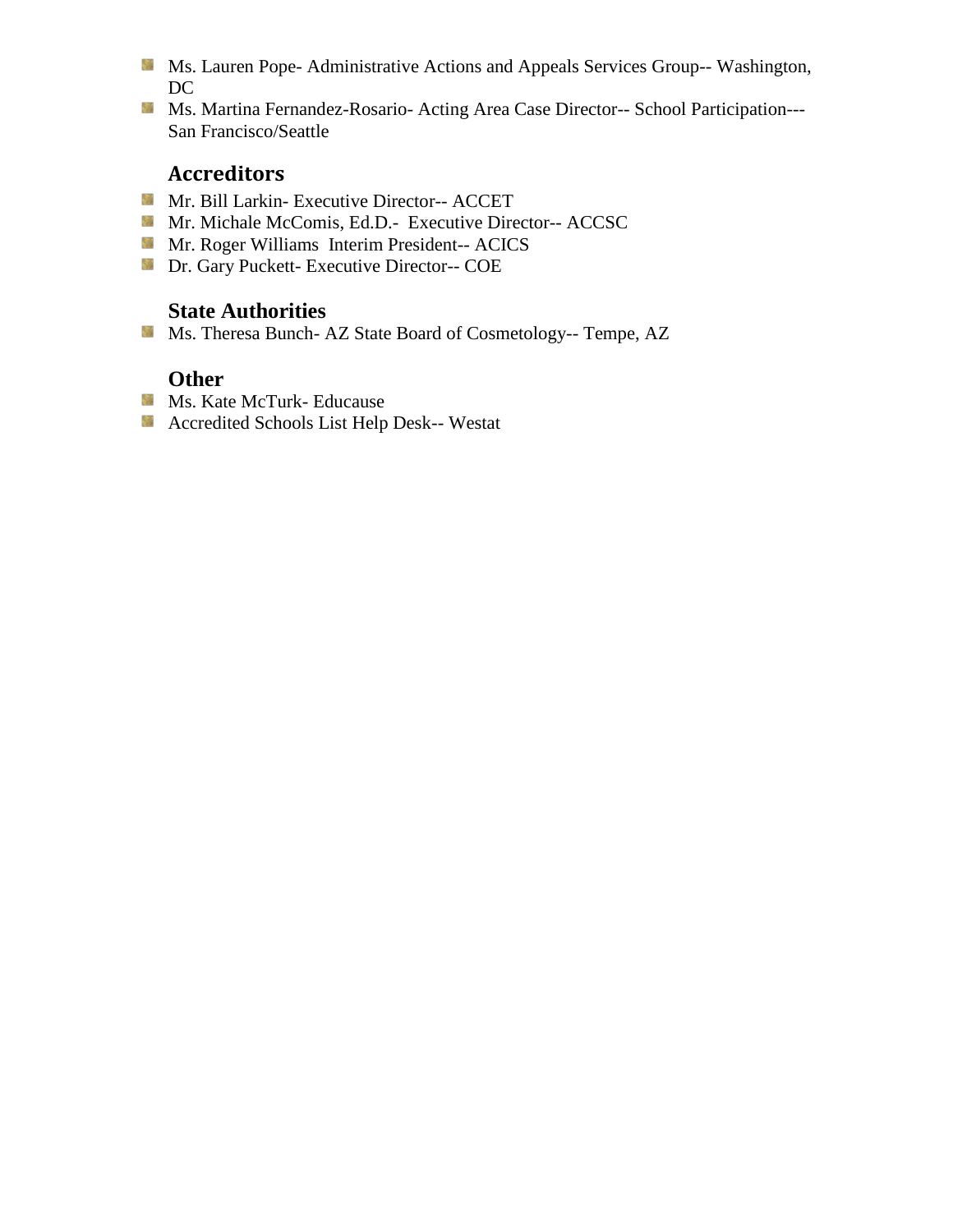- Ms. Lauren Pope- Administrative Actions and Appeals Services Group-- Washington, DC
- Ms. Martina Fernandez-Rosario- Acting Area Case Director-- School Participation--- San Francisco/Seattle

### Accreditors

- Mr. Bill Larkin- Executive Director-- ACCET
- Mr. Michale McComis, Ed.D.- Executive Director-- ACCSC
- Mr. Roger Williams Interim President-- ACICS
- Dr. Gary Puckett- Executive Director-- COE

### State Authorities

- Ms. Theresa Bunch- AZ State Board of Cosmetology-- Tempe, AZ

### Other

- Ms. Kate McTurk- Educause
- Accredited Schools List Help Desk-- Westat